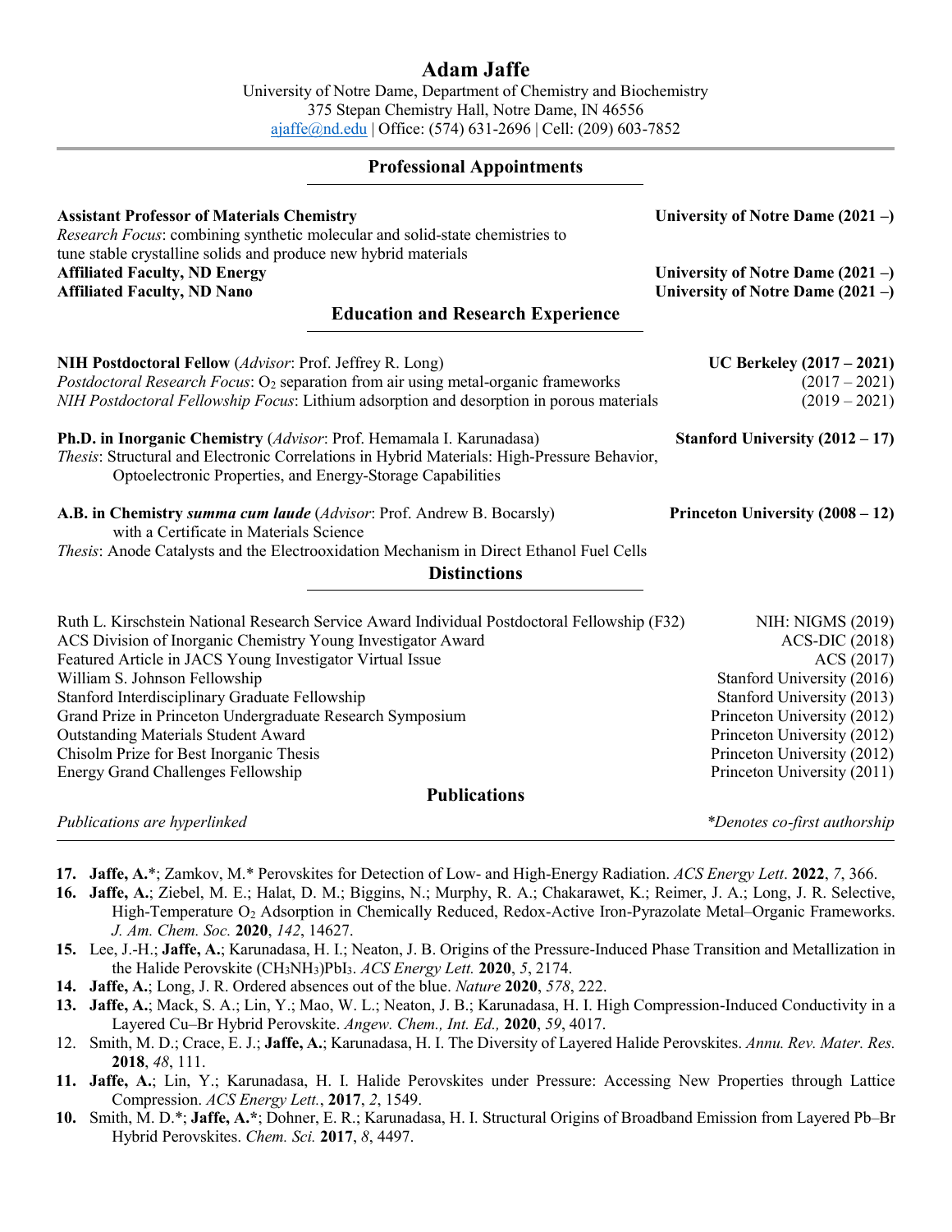# Adam Jaffe

University of Notre Dame, Department of Chemistry and Biochemistry
375 Stepan Chemistry Hall, Notre Dame, IN 46556
ajaffe@nd.edu | Office: (574) 631-2696 | Cell: (209) 603-7852

## Professional Appointments

**Assistant Professor of Materials Chemistry** — **University of Notre Dame (2021 –)**
*Research Focus*: combining synthetic molecular and solid-state chemistries to tune stable crystalline solids and produce new hybrid materials

**Affiliated Faculty, ND Energy** — **University of Notre Dame (2021 –)**

**Affiliated Faculty, ND Nano** — **University of Notre Dame (2021 –)**

## Education and Research Experience

**NIH Postdoctoral Fellow** (*Advisor*: Prof. Jeffrey R. Long) — **UC Berkeley (2017 – 2021)**
*Postdoctoral Research Focus*: $O_2$ separation from air using metal-organic frameworks (2017 – 2021)
*NIH Postdoctoral Fellowship Focus*: Lithium adsorption and desorption in porous materials (2019 – 2021)

**Ph.D. in Inorganic Chemistry** (*Advisor*: Prof. Hemamala I. Karunadasa) — **Stanford University (2012 – 17)**
*Thesis*: Structural and Electronic Correlations in Hybrid Materials: High-Pressure Behavior, Optoelectronic Properties, and Energy-Storage Capabilities

**A.B. in Chemistry *summa cum laude*** (*Advisor*: Prof. Andrew B. Bocarsly) with a Certificate in Materials Science — **Princeton University (2008 – 12)**
*Thesis*: Anode Catalysts and the Electrooxidation Mechanism in Direct Ethanol Fuel Cells

## Distinctions

| Distinction | Institution (Year) |
|---|---|
| Ruth L. Kirschstein National Research Service Award Individual Postdoctoral Fellowship (F32) | NIH: NIGMS (2019) |
| ACS Division of Inorganic Chemistry Young Investigator Award | ACS-DIC (2018) |
| Featured Article in JACS Young Investigator Virtual Issue | ACS (2017) |
| William S. Johnson Fellowship | Stanford University (2016) |
| Stanford Interdisciplinary Graduate Fellowship | Stanford University (2013) |
| Grand Prize in Princeton Undergraduate Research Symposium | Princeton University (2012) |
| Outstanding Materials Student Award | Princeton University (2012) |
| Chisolm Prize for Best Inorganic Thesis | Princeton University (2012) |
| Energy Grand Challenges Fellowship | Princeton University (2011) |

## Publications

*Publications are hyperlinked* — *\*Denotes co-first authorship*

**17.** **Jaffe, A.**\*; Zamkov, M.\* Perovskites for Detection of Low- and High-Energy Radiation. *ACS Energy Lett*. **2022**, *7*, 366.

**16.** **Jaffe, A.**; Ziebel, M. E.; Halat, D. M.; Biggins, N.; Murphy, R. A.; Chakarawet, K.; Reimer, J. A.; Long, J. R. Selective, High-Temperature $O_2$ Adsorption in Chemically Reduced, Redox-Active Iron-Pyrazolate Metal–Organic Frameworks. *J. Am. Chem. Soc.* **2020**, *142*, 14627.

**15.** Lee, J.-H.; **Jaffe, A.**; Karunadasa, H. I.; Neaton, J. B. Origins of the Pressure-Induced Phase Transition and Metallization in the Halide Perovskite $(CH_3NH_3)PbI_3$. *ACS Energy Lett.* **2020**, *5*, 2174.

**14.** **Jaffe, A.**; Long, J. R. Ordered absences out of the blue. *Nature* **2020**, *578*, 222.

**13.** **Jaffe, A.**; Mack, S. A.; Lin, Y.; Mao, W. L.; Neaton, J. B.; Karunadasa, H. I. High Compression-Induced Conductivity in a Layered Cu–Br Hybrid Perovskite. *Angew. Chem., Int. Ed.,* **2020**, *59*, 4017.

12. Smith, M. D.; Crace, E. J.; **Jaffe, A.**; Karunadasa, H. I. The Diversity of Layered Halide Perovskites. *Annu. Rev. Mater. Res.* **2018**, *48*, 111.

**11.** **Jaffe, A.**; Lin, Y.; Karunadasa, H. I. Halide Perovskites under Pressure: Accessing New Properties through Lattice Compression. *ACS Energy Lett.*, **2017**, *2*, 1549.

**10.** Smith, M. D.\*; **Jaffe, A.\***; Dohner, E. R.; Karunadasa, H. I. Structural Origins of Broadband Emission from Layered Pb–Br Hybrid Perovskites. *Chem. Sci.* **2017**, *8*, 4497.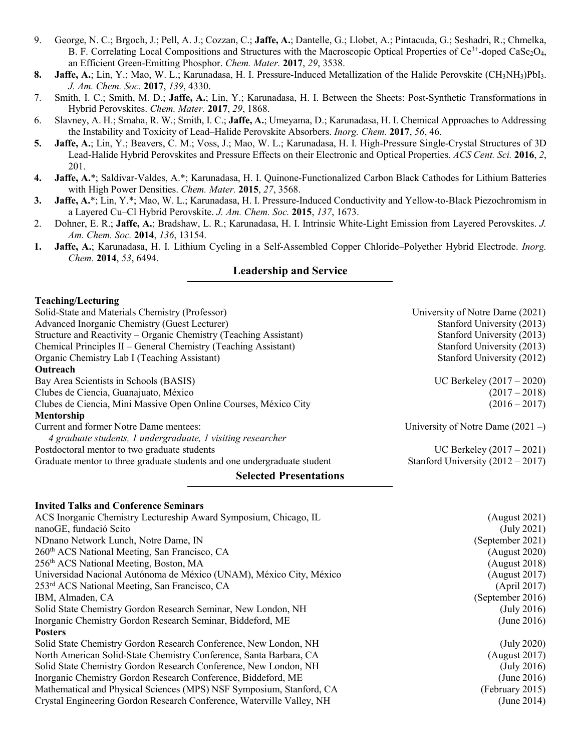9. George, N. C.; Brgoch, J.; Pell, A. J.; Cozzan, C.; **Jaffe, A.**; Dantelle, G.; Llobet, A.; Pintacuda, G.; Seshadri, R.; Chmelka, B. F. Correlating Local Compositions and Structures with the Macroscopic Optical Properties of $Ce^{3+}$-doped $CaSc_2O_4$, an Efficient Green-Emitting Phosphor. *Chem. Mater.* **2017**, *29*, 3538.
8. **Jaffe, A.**; Lin, Y.; Mao, W. L.; Karunadasa, H. I. Pressure-Induced Metallization of the Halide Perovskite $(CH_3NH_3)PbI_3$. *J. Am. Chem. Soc.* **2017**, *139*, 4330.
7. Smith, I. C.; Smith, M. D.; **Jaffe, A.**; Lin, Y.; Karunadasa, H. I. Between the Sheets: Post-Synthetic Transformations in Hybrid Perovskites. *Chem. Mater.* **2017**, *29*, 1868.
6. Slavney, A. H.; Smaha, R. W.; Smith, I. C.; **Jaffe, A.**; Umeyama, D.; Karunadasa, H. I. Chemical Approaches to Addressing the Instability and Toxicity of Lead–Halide Perovskite Absorbers. *Inorg. Chem.* **2017**, *56*, 46.
5. **Jaffe, A.**; Lin, Y.; Beavers, C. M.; Voss, J.; Mao, W. L.; Karunadasa, H. I. High-Pressure Single-Crystal Structures of 3D Lead-Halide Hybrid Perovskites and Pressure Effects on their Electronic and Optical Properties. *ACS Cent. Sci.* **2016**, *2*, 201.
4. **Jaffe, A.***; Saldivar-Valdes, A.*; Karunadasa, H. I. Quinone-Functionalized Carbon Black Cathodes for Lithium Batteries with High Power Densities. *Chem. Mater.* **2015**, *27*, 3568.
3. **Jaffe, A.***; Lin, Y.*; Mao, W. L.; Karunadasa, H. I. Pressure-Induced Conductivity and Yellow-to-Black Piezochromism in a Layered Cu–Cl Hybrid Perovskite. *J. Am. Chem. Soc.* **2015**, *137*, 1673.
2. Dohner, E. R.; **Jaffe, A.**; Bradshaw, L. R.; Karunadasa, H. I. Intrinsic White-Light Emission from Layered Perovskites. *J. Am. Chem. Soc.* **2014**, *136*, 13154.
1. **Jaffe, A.**; Karunadasa, H. I. Lithium Cycling in a Self-Assembled Copper Chloride–Polyether Hybrid Electrode. *Inorg. Chem.* **2014**, *53*, 6494.

## Leadership and Service

**Teaching/Lecturing**

Solid-State and Materials Chemistry (Professor) — University of Notre Dame (2021)
Advanced Inorganic Chemistry (Guest Lecturer) — Stanford University (2013)
Structure and Reactivity – Organic Chemistry (Teaching Assistant) — Stanford University (2013)
Chemical Principles II – General Chemistry (Teaching Assistant) — Stanford University (2013)
Organic Chemistry Lab I (Teaching Assistant) — Stanford University (2012)

**Outreach**

Bay Area Scientists in Schools (BASIS) — UC Berkeley (2017 – 2020)
Clubes de Ciencia, Guanajuato, México — (2017 – 2018)
Clubes de Ciencia, Mini Massive Open Online Courses, México City — (2016 – 2017)

**Mentorship**

Current and former Notre Dame mentees: — University of Notre Dame (2021 –)
*4 graduate students, 1 undergraduate, 1 visiting researcher*
Postdoctoral mentor to two graduate students — UC Berkeley (2017 – 2021)
Graduate mentor to three graduate students and one undergraduate student — Stanford University (2012 – 2017)

## Selected Presentations

**Invited Talks and Conference Seminars**

ACS Inorganic Chemistry Lectureship Award Symposium, Chicago, IL — (August 2021)
nanoGE, fundació Scito — (July 2021)
NDnano Network Lunch, Notre Dame, IN — (September 2021)
260th ACS National Meeting, San Francisco, CA — (August 2020)
256th ACS National Meeting, Boston, MA — (August 2018)
Universidad Nacional Autónoma de México (UNAM), México City, México — (August 2017)
253rd ACS National Meeting, San Francisco, CA — (April 2017)
IBM, Almaden, CA — (September 2016)
Solid State Chemistry Gordon Research Seminar, New London, NH — (July 2016)
Inorganic Chemistry Gordon Research Seminar, Biddeford, ME — (June 2016)

**Posters**

Solid State Chemistry Gordon Research Conference, New London, NH — (July 2020)
North American Solid-State Chemistry Conference, Santa Barbara, CA — (August 2017)
Solid State Chemistry Gordon Research Conference, New London, NH — (July 2016)
Inorganic Chemistry Gordon Research Conference, Biddeford, ME — (June 2016)
Mathematical and Physical Sciences (MPS) NSF Symposium, Stanford, CA — (February 2015)
Crystal Engineering Gordon Research Conference, Waterville Valley, NH — (June 2014)